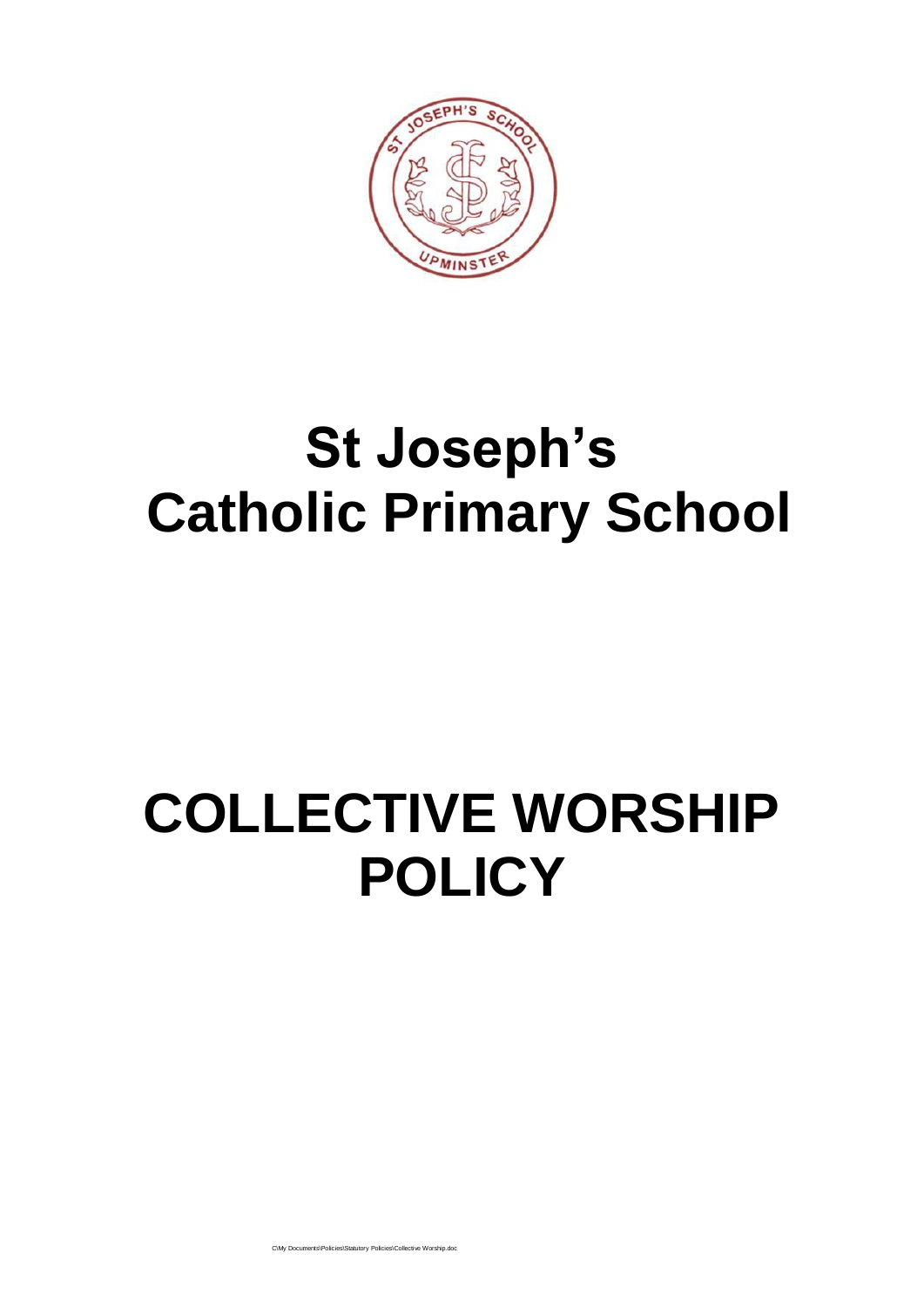# St Joseph's Catholic Primary School

# COLLECTIVE WORSHIP POLICY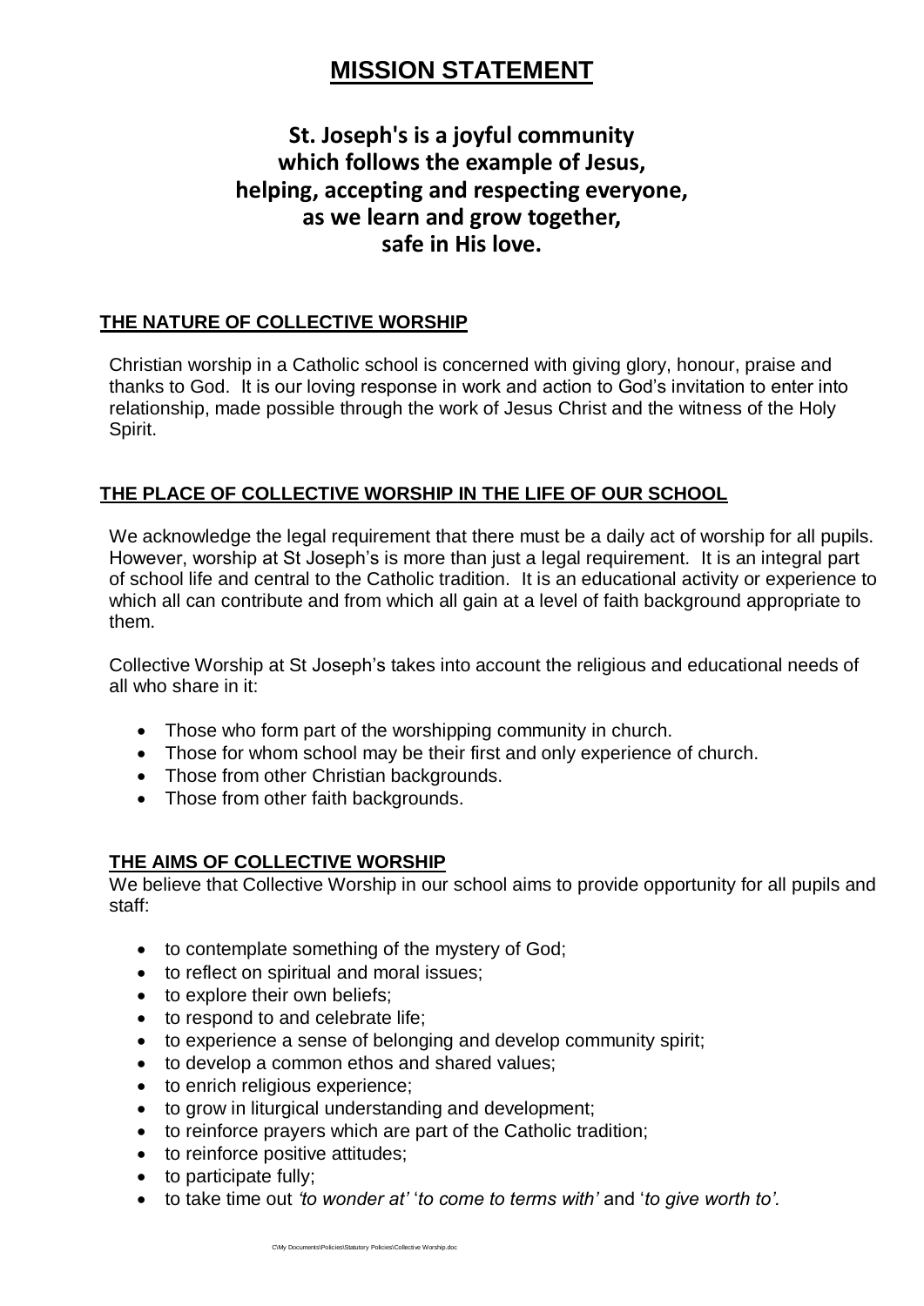# MISSION STATEMENT

**St. Joseph's is a joyful community
which follows the example of Jesus,
helping, accepting and respecting everyone,
as we learn and grow together,
safe in His love.**

## THE NATURE OF COLLECTIVE WORSHIP

Christian worship in a Catholic school is concerned with giving glory, honour, praise and thanks to God. It is our loving response in work and action to God's invitation to enter into relationship, made possible through the work of Jesus Christ and the witness of the Holy Spirit.

## THE PLACE OF COLLECTIVE WORSHIP IN THE LIFE OF OUR SCHOOL

We acknowledge the legal requirement that there must be a daily act of worship for all pupils. However, worship at St Joseph's is more than just a legal requirement. It is an integral part of school life and central to the Catholic tradition. It is an educational activity or experience to which all can contribute and from which all gain at a level of faith background appropriate to them.

Collective Worship at St Joseph's takes into account the religious and educational needs of all who share in it:

- Those who form part of the worshipping community in church.
- Those for whom school may be their first and only experience of church.
- Those from other Christian backgrounds.
- Those from other faith backgrounds.

## THE AIMS OF COLLECTIVE WORSHIP

We believe that Collective Worship in our school aims to provide opportunity for all pupils and staff:

- to contemplate something of the mystery of God;
- to reflect on spiritual and moral issues;
- to explore their own beliefs;
- to respond to and celebrate life;
- to experience a sense of belonging and develop community spirit;
- to develop a common ethos and shared values;
- to enrich religious experience;
- to grow in liturgical understanding and development;
- to reinforce prayers which are part of the Catholic tradition;
- to reinforce positive attitudes;
- to participate fully;
- to take time out *'to wonder at'* '*to come to terms with'* and '*to give worth to'.*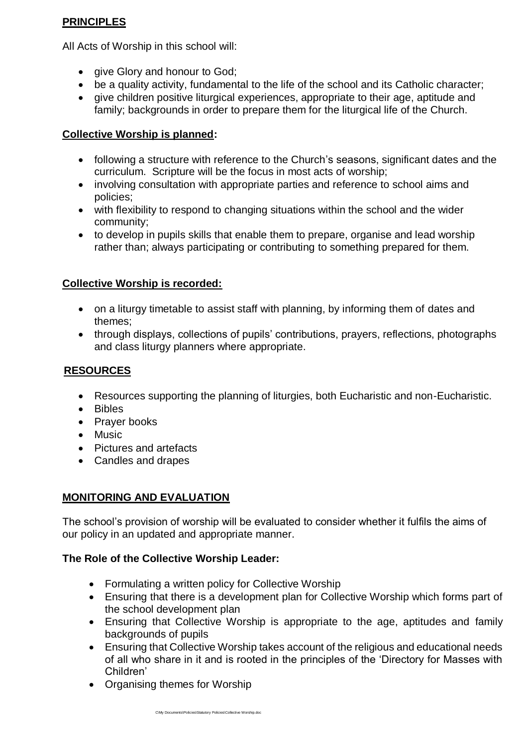## **PRINCIPLES**

All Acts of Worship in this school will:

- give Glory and honour to God;
- be a quality activity, fundamental to the life of the school and its Catholic character;
- give children positive liturgical experiences, appropriate to their age, aptitude and family; backgrounds in order to prepare them for the liturgical life of the Church.

### **Collective Worship is planned:**

- following a structure with reference to the Church's seasons, significant dates and the curriculum. Scripture will be the focus in most acts of worship;
- involving consultation with appropriate parties and reference to school aims and policies;
- with flexibility to respond to changing situations within the school and the wider community;
- to develop in pupils skills that enable them to prepare, organise and lead worship rather than; always participating or contributing to something prepared for them.

### **Collective Worship is recorded:**

- on a liturgy timetable to assist staff with planning, by informing them of dates and themes;
- through displays, collections of pupils' contributions, prayers, reflections, photographs and class liturgy planners where appropriate.

## **RESOURCES**

- Resources supporting the planning of liturgies, both Eucharistic and non-Eucharistic.
- Bibles
- Prayer books
- Music
- Pictures and artefacts
- Candles and drapes

## **MONITORING AND EVALUATION**

The school's provision of worship will be evaluated to consider whether it fulfils the aims of our policy in an updated and appropriate manner.

### **The Role of the Collective Worship Leader:**

- Formulating a written policy for Collective Worship
- Ensuring that there is a development plan for Collective Worship which forms part of the school development plan
- Ensuring that Collective Worship is appropriate to the age, aptitudes and family backgrounds of pupils
- Ensuring that Collective Worship takes account of the religious and educational needs of all who share in it and is rooted in the principles of the 'Directory for Masses with Children'
- Organising themes for Worship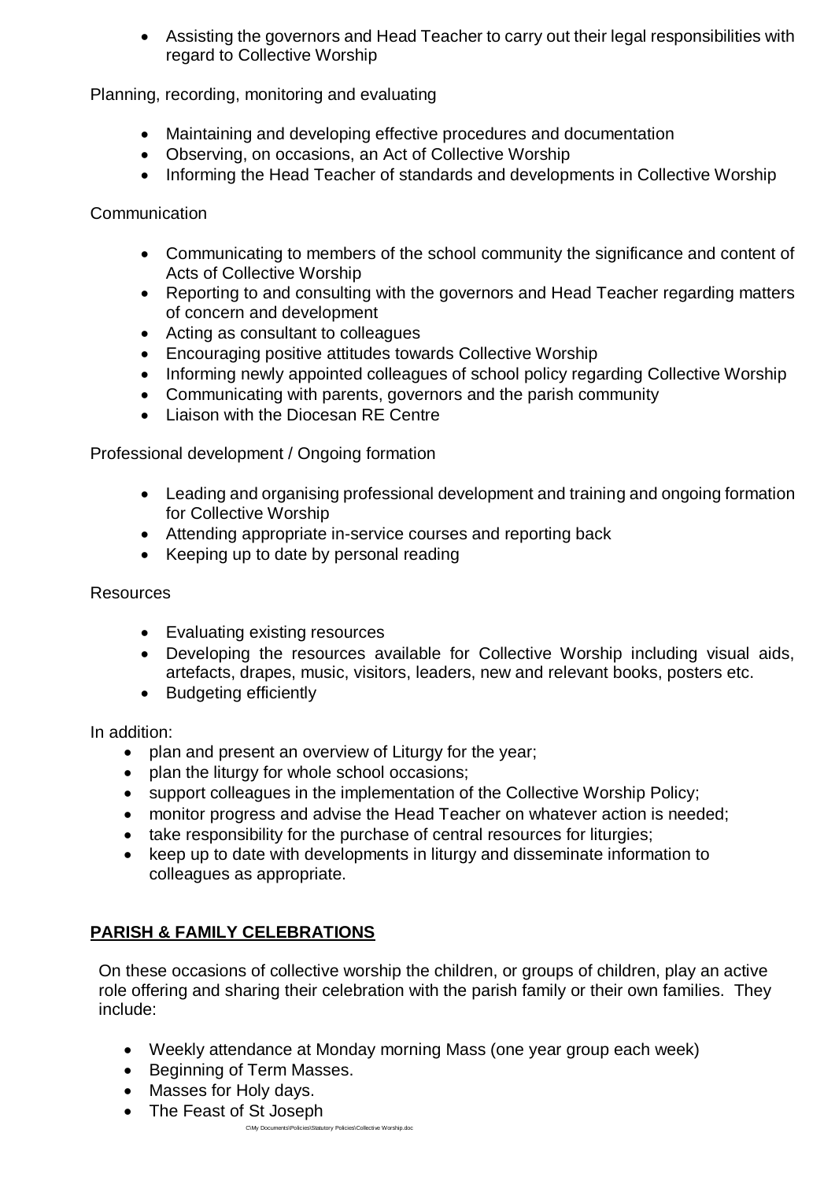- Assisting the governors and Head Teacher to carry out their legal responsibilities with regard to Collective Worship

Planning, recording, monitoring and evaluating

- Maintaining and developing effective procedures and documentation
- Observing, on occasions, an Act of Collective Worship
- Informing the Head Teacher of standards and developments in Collective Worship

Communication

- Communicating to members of the school community the significance and content of Acts of Collective Worship
- Reporting to and consulting with the governors and Head Teacher regarding matters of concern and development
- Acting as consultant to colleagues
- Encouraging positive attitudes towards Collective Worship
- Informing newly appointed colleagues of school policy regarding Collective Worship
- Communicating with parents, governors and the parish community
- Liaison with the Diocesan RE Centre

Professional development / Ongoing formation

- Leading and organising professional development and training and ongoing formation for Collective Worship
- Attending appropriate in-service courses and reporting back
- Keeping up to date by personal reading

Resources

- Evaluating existing resources
- Developing the resources available for Collective Worship including visual aids, artefacts, drapes, music, visitors, leaders, new and relevant books, posters etc.
- Budgeting efficiently

In addition:

- plan and present an overview of Liturgy for the year;
- plan the liturgy for whole school occasions;
- support colleagues in the implementation of the Collective Worship Policy;
- monitor progress and advise the Head Teacher on whatever action is needed;
- take responsibility for the purchase of central resources for liturgies;
- keep up to date with developments in liturgy and disseminate information to colleagues as appropriate.

## PARISH & FAMILY CELEBRATIONS

On these occasions of collective worship the children, or groups of children, play an active role offering and sharing their celebration with the parish family or their own families. They include:

- Weekly attendance at Monday morning Mass (one year group each week)
- Beginning of Term Masses.
- Masses for Holy days.
- The Feast of St Joseph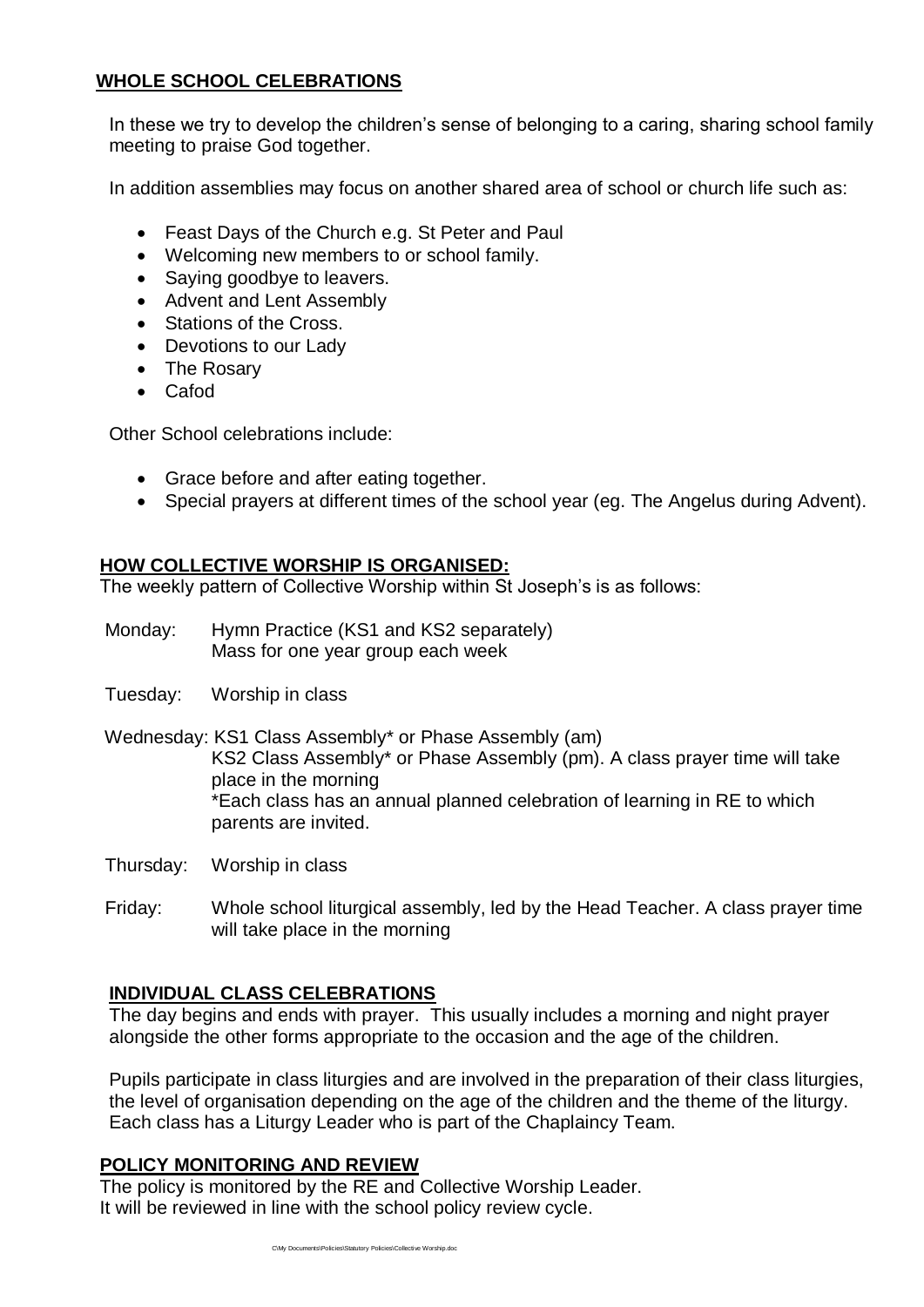## WHOLE SCHOOL CELEBRATIONS

In these we try to develop the children's sense of belonging to a caring, sharing school family meeting to praise God together.

In addition assemblies may focus on another shared area of school or church life such as:

- Feast Days of the Church e.g. St Peter and Paul
- Welcoming new members to or school family.
- Saying goodbye to leavers.
- Advent and Lent Assembly
- Stations of the Cross.
- Devotions to our Lady
- The Rosary
- Cafod

Other School celebrations include:

- Grace before and after eating together.
- Special prayers at different times of the school year (eg. The Angelus during Advent).

## HOW COLLECTIVE WORSHIP IS ORGANISED:

The weekly pattern of Collective Worship within St Joseph's is as follows:

Monday: Hymn Practice (KS1 and KS2 separately)
Mass for one year group each week

Tuesday: Worship in class

Wednesday: KS1 Class Assembly* or Phase Assembly (am)
KS2 Class Assembly* or Phase Assembly (pm). A class prayer time will take place in the morning
*Each class has an annual planned celebration of learning in RE to which parents are invited.

Thursday: Worship in class

Friday: Whole school liturgical assembly, led by the Head Teacher. A class prayer time will take place in the morning

## INDIVIDUAL CLASS CELEBRATIONS

The day begins and ends with prayer. This usually includes a morning and night prayer alongside the other forms appropriate to the occasion and the age of the children.

Pupils participate in class liturgies and are involved in the preparation of their class liturgies, the level of organisation depending on the age of the children and the theme of the liturgy. Each class has a Liturgy Leader who is part of the Chaplaincy Team.

## POLICY MONITORING AND REVIEW

The policy is monitored by the RE and Collective Worship Leader.
It will be reviewed in line with the school policy review cycle.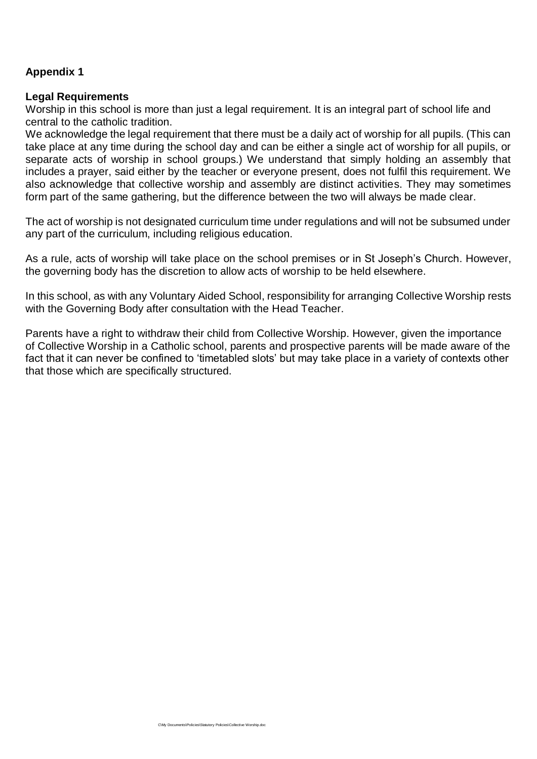**Appendix 1**

**Legal Requirements**

Worship in this school is more than just a legal requirement. It is an integral part of school life and central to the catholic tradition.

We acknowledge the legal requirement that there must be a daily act of worship for all pupils. (This can take place at any time during the school day and can be either a single act of worship for all pupils, or separate acts of worship in school groups.) We understand that simply holding an assembly that includes a prayer, said either by the teacher or everyone present, does not fulfil this requirement. We also acknowledge that collective worship and assembly are distinct activities. They may sometimes form part of the same gathering, but the difference between the two will always be made clear.

The act of worship is not designated curriculum time under regulations and will not be subsumed under any part of the curriculum, including religious education.

As a rule, acts of worship will take place on the school premises or in St Joseph's Church. However, the governing body has the discretion to allow acts of worship to be held elsewhere.

In this school, as with any Voluntary Aided School, responsibility for arranging Collective Worship rests with the Governing Body after consultation with the Head Teacher.

Parents have a right to withdraw their child from Collective Worship. However, given the importance of Collective Worship in a Catholic school, parents and prospective parents will be made aware of the fact that it can never be confined to 'timetabled slots' but may take place in a variety of contexts other that those which are specifically structured.